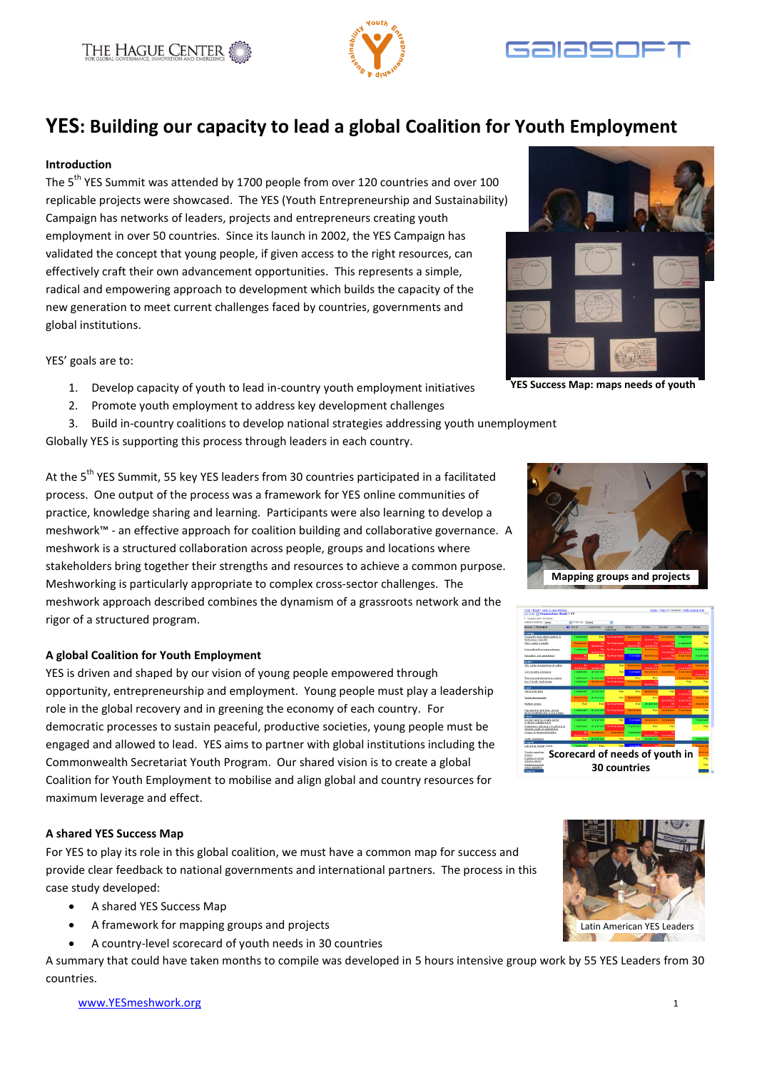# YES: Building our capacity to lead a global Coalition for Youth Employment

### Introduction

The 5th YES Summit was attended by 1700 people from over 120 countries and over 100 replicable projects were showcased. The YES (Youth Entrepreneurship and Sustainability) Campaign has networks of leaders, projects and entrepreneurs creating youth employment in over 50 countries. Since its launch in 2002, the YES Campaign has validated the concept that young people, if given access to the right resources, can effectively craft their own advancement opportunities. This represents a simple, radical and empowering approach to development which builds the capacity of the new generation to meet current challenges faced by countries, governments and global institutions.

YES' goals are to:

1. Develop capacity of youth to lead in-country youth employment initiatives
2. Promote youth employment to address key development challenges
3. Build in-country coalitions to develop national strategies addressing youth unemployment

Globally YES is supporting this process through leaders in each country.

**YES Success Map: maps needs of youth**

At the 5th YES Summit, 55 key YES leaders from 30 countries participated in a facilitated process. One output of the process was a framework for YES online communities of practice, knowledge sharing and learning. Participants were also learning to develop a meshwork™ - an effective approach for coalition building and collaborative governance. A meshwork is a structured collaboration across people, groups and locations where stakeholders bring together their strengths and resources to achieve a common purpose. Meshworking is particularly appropriate to complex cross-sector challenges. The meshwork approach described combines the dynamism of a grassroots network and the rigor of a structured program.

**Mapping groups and projects**

### A global Coalition for Youth Employment

YES is driven and shaped by our vision of young people empowered through opportunity, entrepreneurship and employment. Young people must play a leadership role in the global recovery and in greening the economy of each country. For democratic processes to sustain peaceful, productive societies, young people must be engaged and allowed to lead. YES aims to partner with global institutions including the Commonwealth Secretariat Youth Program. Our shared vision is to create a global Coalition for Youth Employment to mobilise and align global and country resources for maximum leverage and effect.

**Scorecard of needs of youth in 30 countries**

### A shared YES Success Map

For YES to play its role in this global coalition, we must have a common map for success and provide clear feedback to national governments and international partners. The process in this case study developed:

- A shared YES Success Map
- A framework for mapping groups and projects
- A country-level scorecard of youth needs in 30 countries

A summary that could have taken months to compile was developed in 5 hours intensive group work by 55 YES Leaders from 30 countries.

Latin American YES Leaders

www.YESmeshwork.org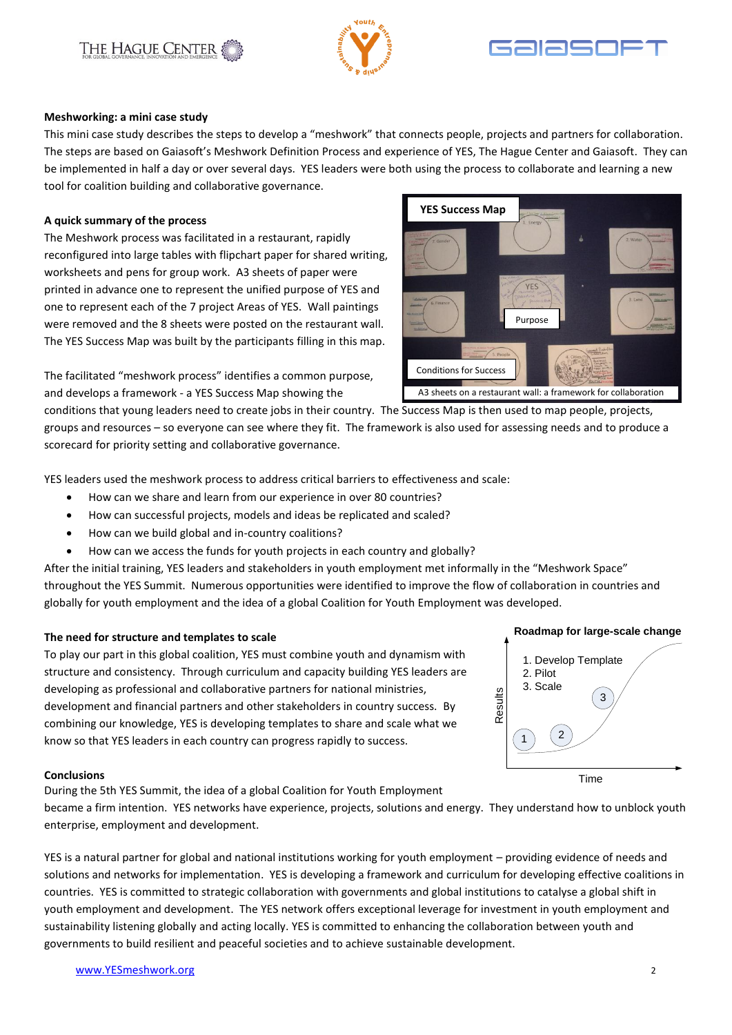**Meshworking: a mini case study**

This mini case study describes the steps to develop a "meshwork" that connects people, projects and partners for collaboration. The steps are based on Gaiasoft's Meshwork Definition Process and experience of YES, The Hague Center and Gaiasoft. They can be implemented in half a day or over several days. YES leaders were both using the process to collaborate and learning a new tool for coalition building and collaborative governance.

**A quick summary of the process**

The Meshwork process was facilitated in a restaurant, rapidly reconfigured into large tables with flipchart paper for shared writing, worksheets and pens for group work. A3 sheets of paper were printed in advance one to represent the unified purpose of YES and one to represent each of the 7 project Areas of YES. Wall paintings were removed and the 8 sheets were posted on the restaurant wall. The YES Success Map was built by the participants filling in this map.

A3 sheets on a restaurant wall: a framework for collaboration

The facilitated "meshwork process" identifies a common purpose, and develops a framework - a YES Success Map showing the conditions that young leaders need to create jobs in their country. The Success Map is then used to map people, projects, groups and resources – so everyone can see where they fit. The framework is also used for assessing needs and to produce a scorecard for priority setting and collaborative governance.

YES leaders used the meshwork process to address critical barriers to effectiveness and scale:

- How can we share and learn from our experience in over 80 countries?
- How can successful projects, models and ideas be replicated and scaled?
- How can we build global and in-country coalitions?
- How can we access the funds for youth projects in each country and globally?

After the initial training, YES leaders and stakeholders in youth employment met informally in the "Meshwork Space" throughout the YES Summit. Numerous opportunities were identified to improve the flow of collaboration in countries and globally for youth employment and the idea of a global Coalition for Youth Employment was developed.

**The need for structure and templates to scale**

To play our part in this global coalition, YES must combine youth and dynamism with structure and consistency. Through curriculum and capacity building YES leaders are developing as professional and collaborative partners for national ministries, development and financial partners and other stakeholders in country success. By combining our knowledge, YES is developing templates to share and scale what we know so that YES leaders in each country can progress rapidly to success.

**Roadmap for large-scale change**

1. Develop Template
2. Pilot
3. Scale

**Conclusions**

During the 5th YES Summit, the idea of a global Coalition for Youth Employment became a firm intention. YES networks have experience, projects, solutions and energy. They understand how to unblock youth enterprise, employment and development.

YES is a natural partner for global and national institutions working for youth employment – providing evidence of needs and solutions and networks for implementation. YES is developing a framework and curriculum for developing effective coalitions in countries. YES is committed to strategic collaboration with governments and global institutions to catalyse a global shift in youth employment and development. The YES network offers exceptional leverage for investment in youth employment and sustainability listening globally and acting locally. YES is committed to enhancing the collaboration between youth and governments to build resilient and peaceful societies and to achieve sustainable development.

www.YESmeshwork.org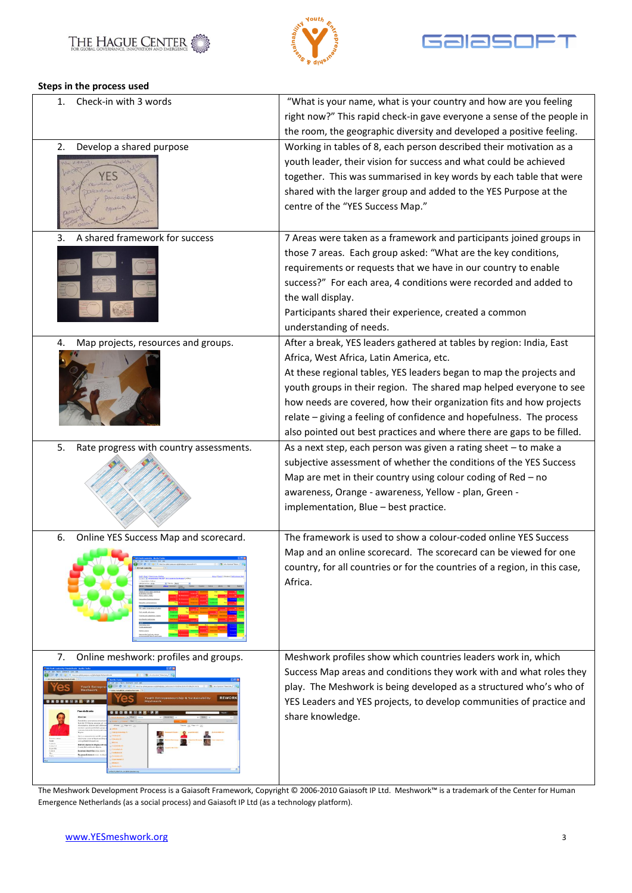### Steps in the process used

| | |
|---|---|
| 1. Check-in with 3 words | "What is your name, what is your country and how are you feeling right now?" This rapid check-in gave everyone a sense of the people in the room, the geographic diversity and developed a positive feeling. |
| 2. Develop a shared purpose | Working in tables of 8, each person described their motivation as a youth leader, their vision for success and what could be achieved together. This was summarised in key words by each table that were shared with the larger group and added to the YES Purpose at the centre of the "YES Success Map." |
| 3. A shared framework for success | 7 Areas were taken as a framework and participants joined groups in those 7 areas. Each group asked: "What are the key conditions, requirements or requests that we have in our country to enable success?" For each area, 4 conditions were recorded and added to the wall display. Participants shared their experience, created a common understanding of needs. |
| 4. Map projects, resources and groups. | After a break, YES leaders gathered at tables by region: India, East Africa, West Africa, Latin America, etc. At these regional tables, YES leaders began to map the projects and youth groups in their region. The shared map helped everyone to see how needs are covered, how their organization fits and how projects relate – giving a feeling of confidence and hopefulness. The process also pointed out best practices and where there are gaps to be filled. |
| 5. Rate progress with country assessments. | As a next step, each person was given a rating sheet – to make a subjective assessment of whether the conditions of the YES Success Map are met in their country using colour coding of Red – no awareness, Orange - awareness, Yellow - plan, Green - implementation, Blue – best practice. |
| 6. Online YES Success Map and scorecard. | The framework is used to show a colour-coded online YES Success Map and an online scorecard. The scorecard can be viewed for one country, for all countries or for the countries of a region, in this case, Africa. |
| 7. Online meshwork: profiles and groups. | Meshwork profiles show which countries leaders work in, which Success Map areas and conditions they work with and what roles they play. The Meshwork is being developed as a structured who's who of YES Leaders and YES projects, to develop communities of practice and share knowledge. |

The Meshwork Development Process is a Gaiasoft Framework, Copyright © 2006-2010 Gaiasoft IP Ltd. Meshwork™ is a trademark of the Center for Human Emergence Netherlands (as a social process) and Gaiasoft IP Ltd (as a technology platform).

www.YESmeshwork.org